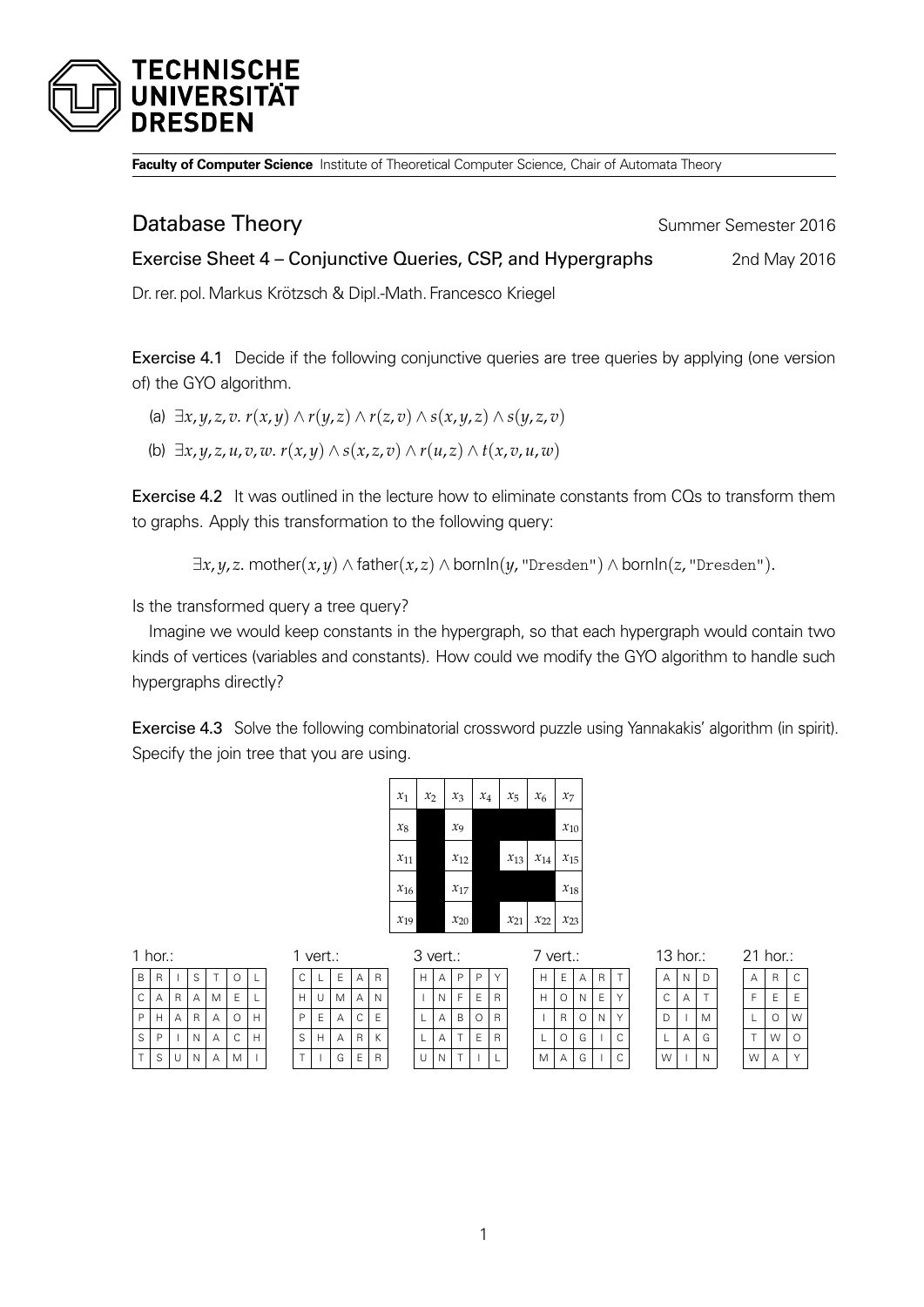**Faculty of Computer Science** Institute of Theoretical Computer Science, Chair of Automata Theory

# Database Theory

Summer Semester 2016

## Exercise Sheet 4 – Conjunctive Queries, CSP, and Hypergraphs

2nd May 2016

Dr. rer. pol. Markus Krötzsch & Dipl.-Math. Francesco Kriegel

**Exercise 4.1** Decide if the following conjunctive queries are tree queries by applying (one version of) the GYO algorithm.

(a) $\exists x, y, z, v.\ r(x, y) \wedge r(y, z) \wedge r(z, v) \wedge s(x, y, z) \wedge s(y, z, v)$

(b) $\exists x, y, z, u, v, w.\ r(x, y) \wedge s(x, z, v) \wedge r(u, z) \wedge t(x, v, u, w)$

**Exercise 4.2** It was outlined in the lecture how to eliminate constants from CQs to transform them to graphs. Apply this transformation to the following query:

$$\exists x, y, z.\ \text{mother}(x, y) \wedge \text{father}(x, z) \wedge \text{bornIn}(y, \texttt{"Dresden"}) \wedge \text{bornIn}(z, \texttt{"Dresden"}).$$

Is the transformed query a tree query?

Imagine we would keep constants in the hypergraph, so that each hypergraph would contain two kinds of vertices (variables and constants). How could we modify the GYO algorithm to handle such hypergraphs directly?

**Exercise 4.3** Solve the following combinatorial crossword puzzle using Yannakakis' algorithm (in spirit). Specify the join tree that you are using.

| | | | | | | |
|---|---|---|---|---|---|---|
| $x_1$ | $x_2$ | $x_3$ | $x_4$ | $x_5$ | $x_6$ | $x_7$ |
| $x_8$ | ■ | $x_9$ | ■ | ■ | ■ | $x_{10}$ |
| $x_{11}$ | ■ | $x_{12}$ | ■ | $x_{13}$ | $x_{14}$ | $x_{15}$ |
| $x_{16}$ | ■ | $x_{17}$ | ■ | ■ | ■ | $x_{18}$ |
| $x_{19}$ | ■ | $x_{20}$ | ■ | $x_{21}$ | $x_{22}$ | $x_{23}$ |

1 hor.:

| | | | | | | |
|---|---|---|---|---|---|---|
| B | R | I | S | T | O | L |
| C | A | R | A | M | E | L |
| P | H | A | R | A | O | H |
| S | P | I | N | A | C | H |
| T | S | U | N | A | M | I |

1 vert.:

| | | | | |
|---|---|---|---|---|
| C | L | E | A | R |
| H | U | M | A | N |
| P | E | A | C | E |
| S | H | A | R | K |
| T | I | G | E | R |

3 vert.:

| | | | | |
|---|---|---|---|---|
| H | A | P | P | Y |
| I | N | F | E | R |
| L | A | B | O | R |
| L | A | T | E | R |
| U | N | T | I | L |

7 vert.:

| | | | | |
|---|---|---|---|---|
| H | E | A | R | T |
| H | O | N | E | Y |
| I | R | O | N | Y |
| L | O | G | I | C |
| M | A | G | I | C |

13 hor.:

| | | |
|---|---|---|
| A | N | D |
| C | A | T |
| D | I | M |
| L | A | G |
| W | I | N |

21 hor.:

| | | |
|---|---|---|
| A | R | C |
| F | E | E |
| L | O | W |
| T | W | O |
| W | A | Y |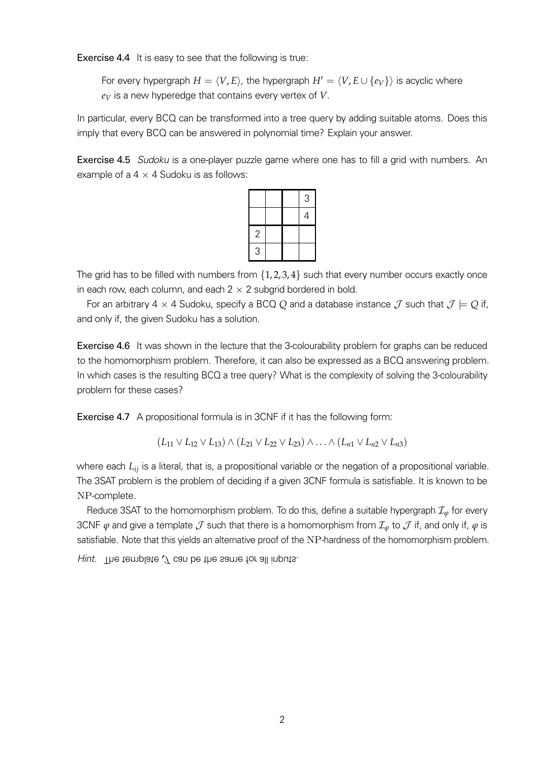**Exercise 4.4** It is easy to see that the following is true:

> For every hypergraph $H = \langle V, E \rangle$, the hypergraph $H' = \langle V, E \cup \{e_V\} \rangle$ is acyclic where $e_V$ is a new hyperedge that contains every vertex of $V$.

In particular, every BCQ can be transformed into a tree query by adding suitable atoms. Does this imply that every BCQ can be answered in polynomial time? Explain your answer.

**Exercise 4.5** *Sudoku* is a one-player puzzle game where one has to fill a grid with numbers. An example of a $4 \times 4$ Sudoku is as follows:

| | | | |
|---|---|---|---|
| | | | 3 |
| | | | 4 |
| 2 | | | |
| 3 | | | |

The grid has to be filled with numbers from $\{1, 2, 3, 4\}$ such that every number occurs exactly once in each row, each column, and each $2 \times 2$ subgrid bordered in bold.

For an arbitrary $4 \times 4$ Sudoku, specify a BCQ $Q$ and a database instance $\mathcal{J}$ such that $\mathcal{J} \models Q$ if, and only if, the given Sudoku has a solution.

**Exercise 4.6** It was shown in the lecture that the 3-colourability problem for graphs can be reduced to the homomorphism problem. Therefore, it can also be expressed as a BCQ answering problem. In which cases is the resulting BCQ a tree query? What is the complexity of solving the 3-colourability problem for these cases?

**Exercise 4.7** A propositional formula is in 3CNF if it has the following form:

$$(L_{11} \vee L_{12} \vee L_{13}) \wedge (L_{21} \vee L_{22} \vee L_{23}) \wedge \ldots \wedge (L_{n1} \vee L_{n2} \vee L_{n3})$$

where each $L_{ij}$ is a literal, that is, a propositional variable or the negation of a propositional variable. The 3SAT problem is the problem of deciding if a given 3CNF formula is satisfiable. It is known to be NP-complete.

Reduce 3SAT to the homomorphism problem. To do this, define a suitable hypergraph $\mathcal{I}_\varphi$ for every 3CNF $\varphi$ and give a template $\mathcal{J}$ such that there is a homomorphism from $\mathcal{I}_\varphi$ to $\mathcal{J}$ if, and only if, $\varphi$ is satisfiable. Note that this yields an alternative proof of the NP-hardness of the homomorphism problem.

*Hint.* The template $\mathcal{J}$ can be the same for all inputs.